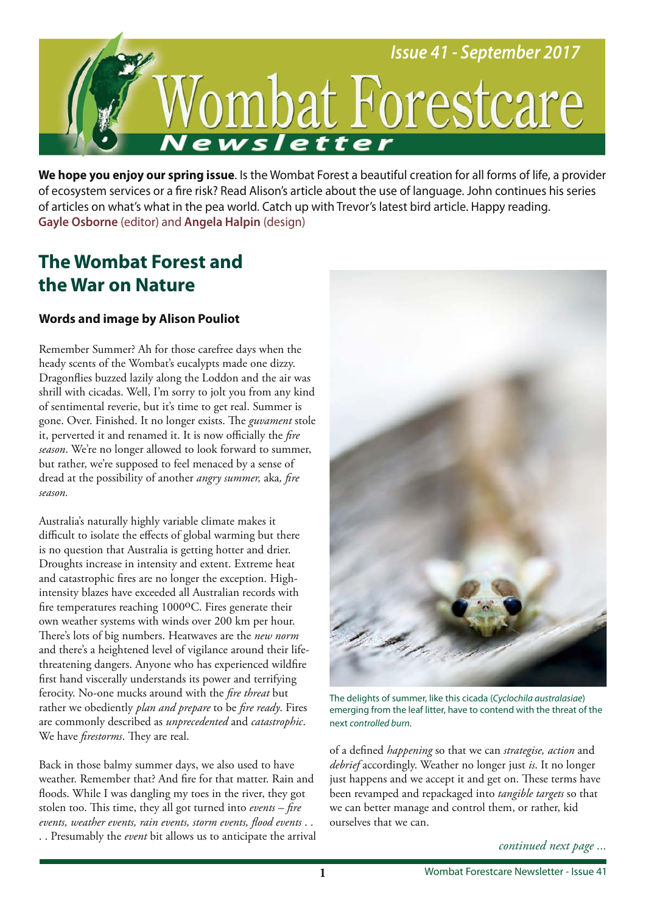# Wombat Forestcare Newsletter

*Issue 41 - September 2017*

**We hope you enjoy our spring issue**. Is the Wombat Forest a beautiful creation for all forms of life, a provider of ecosystem services or a fire risk? Read Alison's article about the use of language. John continues his series of articles on what's what in the pea world. Catch up with Trevor's latest bird article. Happy reading.
**Gayle Osborne** (editor) and **Angela Halpin** (design)

## The Wombat Forest and the War on Nature

### Words and image by Alison Pouliot

Remember Summer? Ah for those carefree days when the heady scents of the Wombat's eucalypts made one dizzy. Dragonflies buzzed lazily along the Loddon and the air was shrill with cicadas. Well, I'm sorry to jolt you from any kind of sentimental reverie, but it's time to get real. Summer is gone. Over. Finished. It no longer exists. The *guvament* stole it, perverted it and renamed it. It is now officially the *fire season*. We're no longer allowed to look forward to summer, but rather, we're supposed to feel menaced by a sense of dread at the possibility of another *angry summer,* aka*, fire season.*

Australia's naturally highly variable climate makes it difficult to isolate the effects of global warming but there is no question that Australia is getting hotter and drier. Droughts increase in intensity and extent. Extreme heat and catastrophic fires are no longer the exception. High-intensity blazes have exceeded all Australian records with fire temperatures reaching 1000ºC. Fires generate their own weather systems with winds over 200 km per hour. There's lots of big numbers. Heatwaves are the *new norm* and there's a heightened level of vigilance around their life-threatening dangers. Anyone who has experienced wildfire first hand viscerally understands its power and terrifying ferocity. No-one mucks around with the *fire threat* but rather we obediently *plan and prepare* to be *fire ready*. Fires are commonly described as *unprecedented* and *catastrophic*. We have *firestorms*. They are real.

Back in those balmy summer days, we also used to have weather. Remember that? And fire for that matter. Rain and floods. While I was dangling my toes in the river, they got stolen too. This time, they all got turned into *events – fire events, weather events, rain events, storm events, flood events* . . . . Presumably the *event* bit allows us to anticipate the arrival of a defined *happening* so that we can *strategise, action* and *debrief* accordingly. Weather no longer just *is*. It no longer just happens and we accept it and get on. These terms have been revamped and repackaged into *tangible targets* so that we can better manage and control them, or rather, kid ourselves that we can.

The delights of summer, like this cicada (*Cyclochila australasiae*) emerging from the leaf litter, have to contend with the threat of the next *controlled burn*.

*continued next page ...*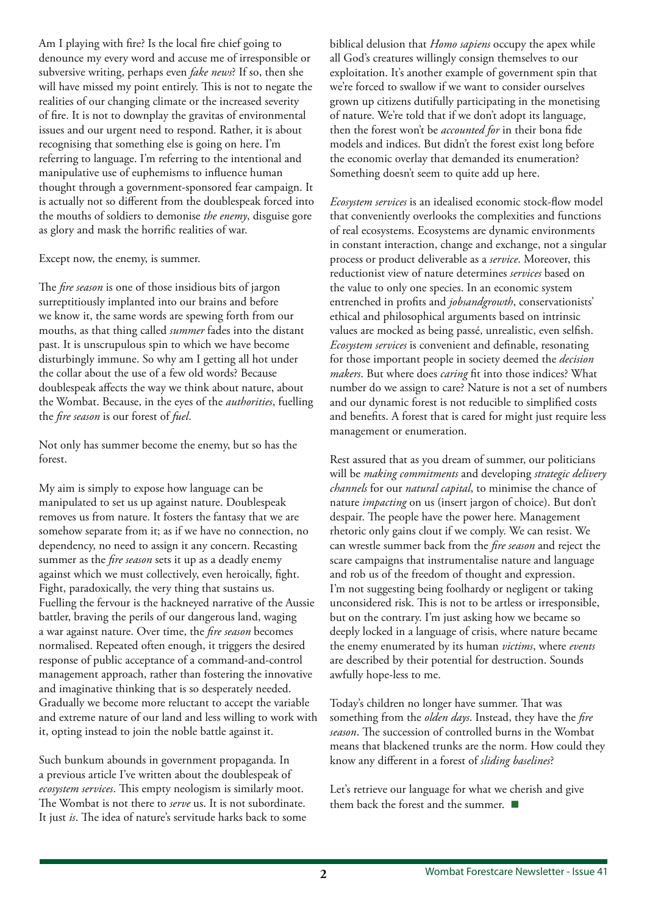Am I playing with fire? Is the local fire chief going to denounce my every word and accuse me of irresponsible or subversive writing, perhaps even *fake news*? If so, then she will have missed my point entirely. This is not to negate the realities of our changing climate or the increased severity of fire. It is not to downplay the gravitas of environmental issues and our urgent need to respond. Rather, it is about recognising that something else is going on here. I'm referring to language. I'm referring to the intentional and manipulative use of euphemisms to influence human thought through a government-sponsored fear campaign. It is actually not so different from the doublespeak forced into the mouths of soldiers to demonise *the enemy*, disguise gore as glory and mask the horrific realities of war.

Except now, the enemy, is summer.

The *fire season* is one of those insidious bits of jargon surreptitiously implanted into our brains and before we know it, the same words are spewing forth from our mouths, as that thing called *summer* fades into the distant past. It is unscrupulous spin to which we have become disturbingly immune. So why am I getting all hot under the collar about the use of a few old words? Because doublespeak affects the way we think about nature, about the Wombat. Because, in the eyes of the *authorities*, fuelling the *fire season* is our forest of *fuel*.

Not only has summer become the enemy, but so has the forest.

My aim is simply to expose how language can be manipulated to set us up against nature. Doublespeak removes us from nature. It fosters the fantasy that we are somehow separate from it; as if we have no connection, no dependency, no need to assign it any concern. Recasting summer as the *fire season* sets it up as a deadly enemy against which we must collectively, even heroically, fight. Fight, paradoxically, the very thing that sustains us. Fuelling the fervour is the hackneyed narrative of the Aussie battler, braving the perils of our dangerous land, waging a war against nature. Over time, the *fire season* becomes normalised. Repeated often enough, it triggers the desired response of public acceptance of a command-and-control management approach, rather than fostering the innovative and imaginative thinking that is so desperately needed. Gradually we become more reluctant to accept the variable and extreme nature of our land and less willing to work with it, opting instead to join the noble battle against it.

Such bunkum abounds in government propaganda. In a previous article I've written about the doublespeak of *ecosystem services*. This empty neologism is similarly moot. The Wombat is not there to *serve* us. It is not subordinate. It just *is*. The idea of nature's servitude harks back to some biblical delusion that *Homo sapiens* occupy the apex while all God's creatures willingly consign themselves to our exploitation. It's another example of government spin that we're forced to swallow if we want to consider ourselves grown up citizens dutifully participating in the monetising of nature. We're told that if we don't adopt its language, then the forest won't be *accounted for* in their bona fide models and indices. But didn't the forest exist long before the economic overlay that demanded its enumeration? Something doesn't seem to quite add up here.

*Ecosystem services* is an idealised economic stock-flow model that conveniently overlooks the complexities and functions of real ecosystems. Ecosystems are dynamic environments in constant interaction, change and exchange, not a singular process or product deliverable as a *service*. Moreover, this reductionist view of nature determines *services* based on the value to only one species. In an economic system entrenched in profits and *jobsandgrowth*, conservationists' ethical and philosophical arguments based on intrinsic values are mocked as being passé, unrealistic, even selfish. *Ecosystem services* is convenient and definable, resonating for those important people in society deemed the *decision makers*. But where does *caring* fit into those indices? What number do we assign to care? Nature is not a set of numbers and our dynamic forest is not reducible to simplified costs and benefits. A forest that is cared for might just require less management or enumeration.

Rest assured that as you dream of summer, our politicians will be *making commitments* and developing *strategic delivery channels* for our *natural capital*, to minimise the chance of nature *impacting* on us (insert jargon of choice). But don't despair. The people have the power here. Management rhetoric only gains clout if we comply. We can resist. We can wrestle summer back from the *fire season* and reject the scare campaigns that instrumentalise nature and language and rob us of the freedom of thought and expression. I'm not suggesting being foolhardy or negligent or taking unconsidered risk. This is not to be artless or irresponsible, but on the contrary. I'm just asking how we became so deeply locked in a language of crisis, where nature became the enemy enumerated by its human *victims*, where *events* are described by their potential for destruction. Sounds awfully hope-less to me.

Today's children no longer have summer. That was something from the *olden days*. Instead, they have the *fire season*. The succession of controlled burns in the Wombat means that blackened trunks are the norm. How could they know any different in a forest of *sliding baselines*?

Let's retrieve our language for what we cherish and give them back the forest and the summer. ■